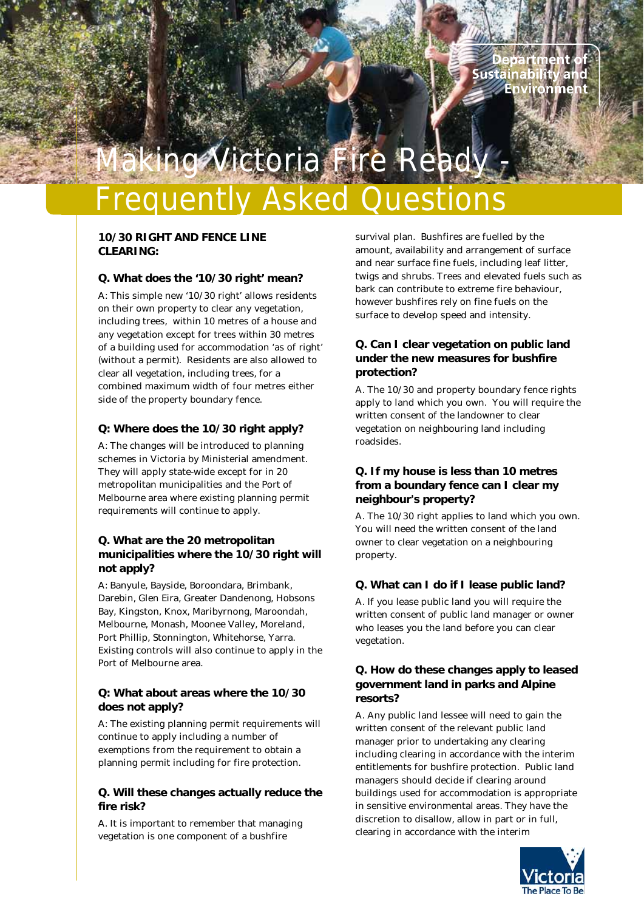Department of Sustainability and Environment

# Making Victoria Fire Ready - Frequently Asked Questions

## 10/30 RIGHT AND FENCE LINE CLEARING:

### Q. What does the '10/30 right' mean?

A: This simple new '10/30 right' allows residents on their own property to clear any vegetation, including trees, within 10 metres of a house and any vegetation except for trees within 30 metres of a building used for accommodation 'as of right' (without a permit). Residents are also allowed to clear all vegetation, including trees, for a combined maximum width of four metres either side of the property boundary fence.

### Q: Where does the 10/30 right apply?

A: The changes will be introduced to planning schemes in Victoria by Ministerial amendment. They will apply state-wide except for in 20 metropolitan municipalities and the Port of Melbourne area where existing planning permit requirements will continue to apply.

### Q. What are the 20 metropolitan municipalities where the 10/30 right will not apply?

A: Banyule, Bayside, Boroondara, Brimbank, Darebin, Glen Eira, Greater Dandenong, Hobsons Bay, Kingston, Knox, Maribyrnong, Maroondah, Melbourne, Monash, Moonee Valley, Moreland, Port Phillip, Stonnington, Whitehorse, Yarra. Existing controls will also continue to apply in the Port of Melbourne area.

### Q: What about areas where the 10/30 does not apply?

A: The existing planning permit requirements will continue to apply including a number of exemptions from the requirement to obtain a planning permit including for fire protection.

### Q. Will these changes actually reduce the fire risk?

A. It is important to remember that managing vegetation is one component of a bushfire survival plan. Bushfires are fuelled by the amount, availability and arrangement of surface and near surface fine fuels, including leaf litter, twigs and shrubs. Trees and elevated fuels such as bark can contribute to extreme fire behaviour, however bushfires rely on fine fuels on the surface to develop speed and intensity.

### Q. Can I clear vegetation on public land under the new measures for bushfire protection?

A. The 10/30 and property boundary fence rights apply to land which you own. You will require the written consent of the landowner to clear vegetation on neighbouring land including roadsides.

### Q. If my house is less than 10 metres from a boundary fence can I clear my neighbour's property?

A. The 10/30 right applies to land which you own. You will need the written consent of the land owner to clear vegetation on a neighbouring property.

### Q. What can I do if I lease public land?

A. If you lease public land you will require the written consent of public land manager or owner who leases you the land before you can clear vegetation.

### Q. How do these changes apply to leased government land in parks and Alpine resorts?

A. Any public land lessee will need to gain the written consent of the relevant public land manager prior to undertaking any clearing including clearing in accordance with the interim entitlements for bushfire protection. Public land managers should decide if clearing around buildings used for accommodation is appropriate in sensitive environmental areas. They have the discretion to disallow, allow in part or in full, clearing in accordance with the interim

Victoria The Place To Be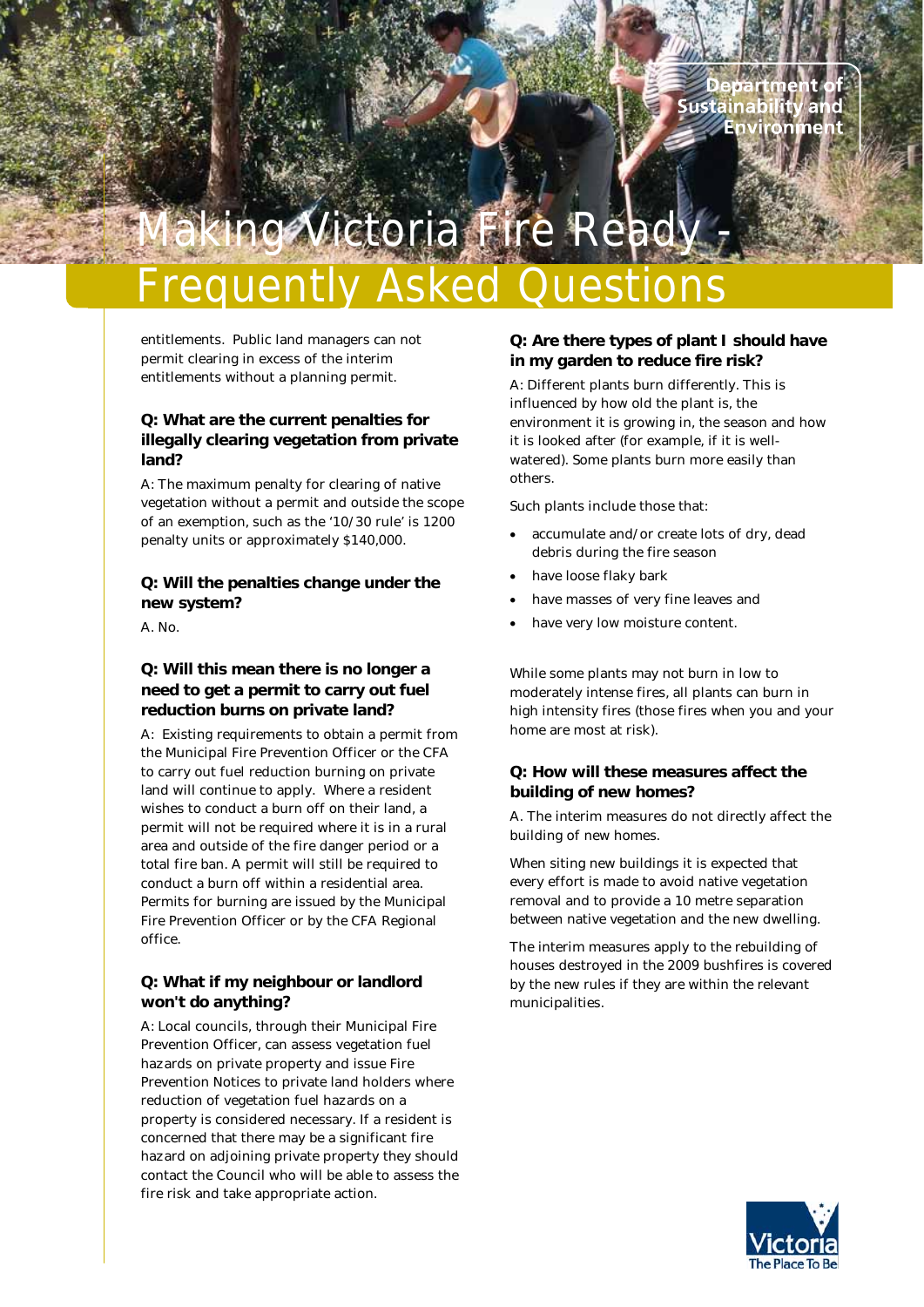# Making Victoria Fire Ready - Frequently Asked Questions

entitlements. Public land managers can not permit clearing in excess of the interim entitlements without a planning permit.

### Q: What are the current penalties for illegally clearing vegetation from private land?

A: The maximum penalty for clearing of native vegetation without a permit and outside the scope of an exemption, such as the '10/30 rule' is 1200 penalty units or approximately $140,000.

### Q: Will the penalties change under the new system?

A. No.

### Q: Will this mean there is no longer a need to get a permit to carry out fuel reduction burns on private land?

A: Existing requirements to obtain a permit from the Municipal Fire Prevention Officer or the CFA to carry out fuel reduction burning on private land will continue to apply. Where a resident wishes to conduct a burn off on their land, a permit will not be required where it is in a rural area and outside of the fire danger period or a total fire ban. A permit will still be required to conduct a burn off within a residential area. Permits for burning are issued by the Municipal Fire Prevention Officer or by the CFA Regional office.

### Q: What if my neighbour or landlord won't do anything?

A: Local councils, through their Municipal Fire Prevention Officer, can assess vegetation fuel hazards on private property and issue Fire Prevention Notices to private land holders where reduction of vegetation fuel hazards on a property is considered necessary. If a resident is concerned that there may be a significant fire hazard on adjoining private property they should contact the Council who will be able to assess the fire risk and take appropriate action.

### Q: Are there types of plant I should have in my garden to reduce fire risk?

A: Different plants burn differently. This is influenced by how old the plant is, the environment it is growing in, the season and how it is looked after (for example, if it is well-watered). Some plants burn more easily than others.

Such plants include those that:

- accumulate and/or create lots of dry, dead debris during the fire season
- have loose flaky bark
- have masses of very fine leaves and
- have very low moisture content.

While some plants may not burn in low to moderately intense fires, all plants can burn in high intensity fires (those fires when you and your home are most at risk).

### Q: How will these measures affect the building of new homes?

A. The interim measures do not directly affect the building of new homes.

When siting new buildings it is expected that every effort is made to avoid native vegetation removal and to provide a 10 metre separation between native vegetation and the new dwelling.

The interim measures apply to the rebuilding of houses destroyed in the 2009 bushfires is covered by the new rules if they are within the relevant municipalities.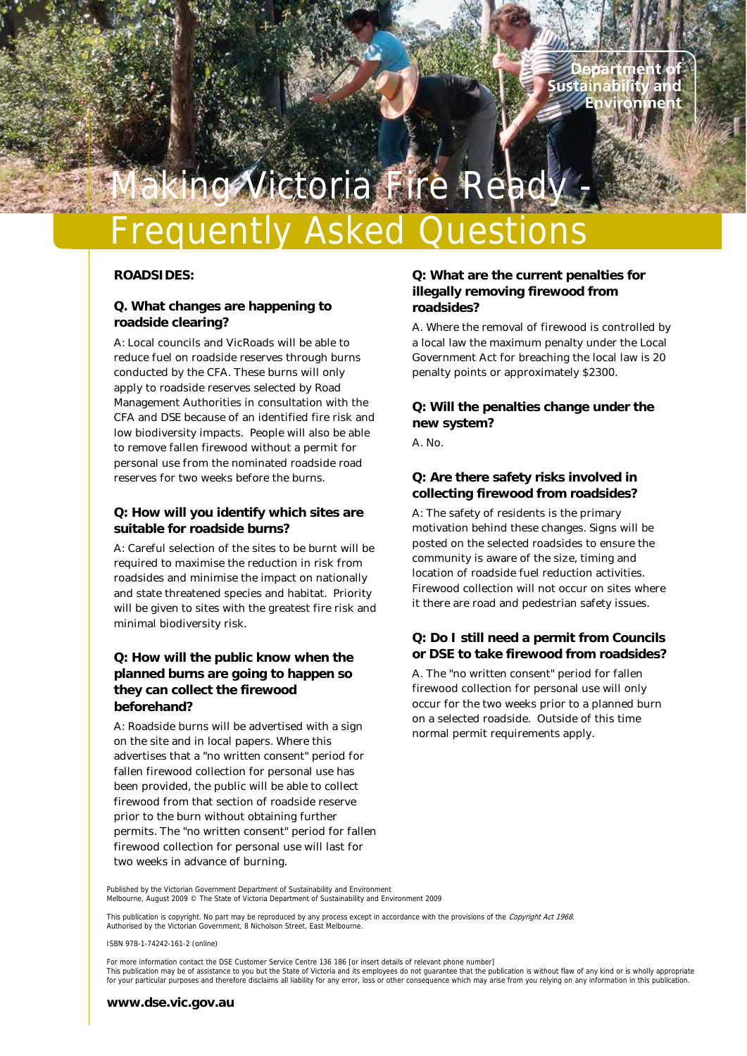Department of Sustainability and Environment

# Making Victoria Fire Ready - Frequently Asked Questions

**ROADSIDES:**

### Q. What changes are happening to roadside clearing?

A: Local councils and VicRoads will be able to reduce fuel on roadside reserves through burns conducted by the CFA. These burns will only apply to roadside reserves selected by Road Management Authorities in consultation with the CFA and DSE because of an identified fire risk and low biodiversity impacts. People will also be able to remove fallen firewood without a permit for personal use from the nominated roadside road reserves for two weeks before the burns.

### Q: How will you identify which sites are suitable for roadside burns?

A: Careful selection of the sites to be burnt will be required to maximise the reduction in risk from roadsides and minimise the impact on nationally and state threatened species and habitat. Priority will be given to sites with the greatest fire risk and minimal biodiversity risk.

### Q: How will the public know when the planned burns are going to happen so they can collect the firewood beforehand?

A: Roadside burns will be advertised with a sign on the site and in local papers. Where this advertises that a "no written consent" period for fallen firewood collection for personal use has been provided, the public will be able to collect firewood from that section of roadside reserve prior to the burn without obtaining further permits. The "no written consent" period for fallen firewood collection for personal use will last for two weeks in advance of burning.

### Q: What are the current penalties for illegally removing firewood from roadsides?

A. Where the removal of firewood is controlled by a local law the maximum penalty under the Local Government Act for breaching the local law is 20 penalty points or approximately $2300.

### Q: Will the penalties change under the new system?

A. No.

### Q: Are there safety risks involved in collecting firewood from roadsides?

A: The safety of residents is the primary motivation behind these changes. Signs will be posted on the selected roadsides to ensure the community is aware of the size, timing and location of roadside fuel reduction activities. Firewood collection will not occur on sites where it there are road and pedestrian safety issues.

### Q: Do I still need a permit from Councils or DSE to take firewood from roadsides?

A. The "no written consent" period for fallen firewood collection for personal use will only occur for the two weeks prior to a planned burn on a selected roadside. Outside of this time normal permit requirements apply.

Published by the Victorian Government Department of Sustainability and Environment
Melbourne, August 2009 © The State of Victoria Department of Sustainability and Environment 2009

This publication is copyright. No part may be reproduced by any process except in accordance with the provisions of the *Copyright Act 1968*.
Authorised by the Victorian Government, 8 Nicholson Street, East Melbourne.

ISBN 978-1-74242-161-2 (online)

For more information contact the DSE Customer Service Centre 136 186 [or insert details of relevant phone number]
This publication may be of assistance to you but the State of Victoria and its employees do not guarantee that the publication is without flaw of any kind or is wholly appropriate for your particular purposes and therefore disclaims all liability for any error, loss or other consequence which may arise from you relying on any information in this publication.

**www.dse.vic.gov.au**